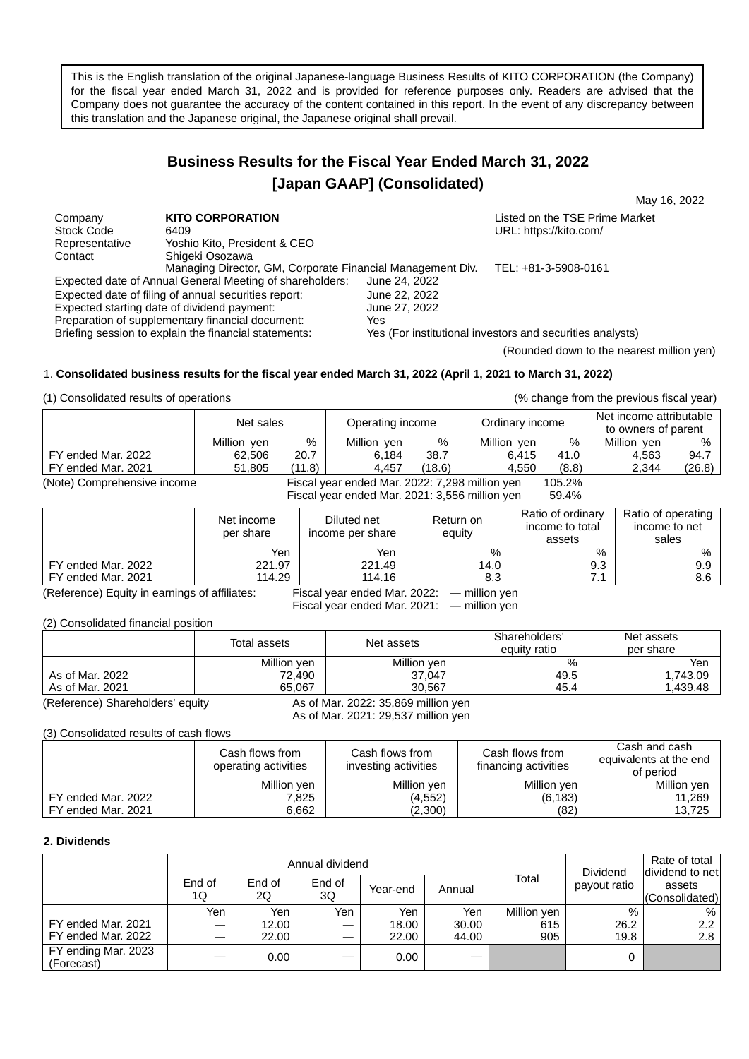This is the English translation of the original Japanese-language Business Results of KITO CORPORATION (the Company) for the fiscal year ended March 31, 2022 and is provided for reference purposes only. Readers are advised that the Company does not guarantee the accuracy of the content contained in this report. In the event of any discrepancy between this translation and the Japanese original, the Japanese original shall prevail.

# Business Results for the Fiscal Year Ended March 31, 2022
# [Japan GAAP] (Consolidated)

May 16, 2022

Company: **KITO CORPORATION** — Listed on the TSE Prime Market
Stock Code: 6409 — URL: https://kito.com/
Representative: Yoshio Kito, President & CEO
Contact: Shigeki Osozawa
Managing Director, GM, Corporate Financial Management Div. — TEL: +81-3-5908-0161

Expected date of Annual General Meeting of shareholders: June 24, 2022
Expected date of filing of annual securities report: June 22, 2022
Expected starting date of dividend payment: June 27, 2022
Preparation of supplementary financial document: Yes
Briefing session to explain the financial statements: Yes (For institutional investors and securities analysts)

(Rounded down to the nearest million yen)

## 1. Consolidated business results for the fiscal year ended March 31, 2022 (April 1, 2021 to March 31, 2022)

(1) Consolidated results of operations (% change from the previous fiscal year)

| | Net sales | | Operating income | | Ordinary income | | Net income attributable to owners of parent | |
|---|---|---|---|---|---|---|---|---|
| | Million yen | % | Million yen | % | Million yen | % | Million yen | % |
| FY ended Mar. 2022 | 62,506 | 20.7 | 6,184 | 38.7 | 6,415 | 41.0 | 4,563 | 94.7 |
| FY ended Mar. 2021 | 51,805 | (11.8) | 4,457 | (18.6) | 4,550 | (8.8) | 2,344 | (26.8) |

(Note) Comprehensive income
Fiscal year ended Mar. 2022: 7,298 million yen 105.2%
Fiscal year ended Mar. 2021: 3,556 million yen 59.4%

| | Net income per share | Diluted net income per share | Return on equity | Ratio of ordinary income to total assets | Ratio of operating income to net sales |
|---|---|---|---|---|---|
| | Yen | Yen | % | % | % |
| FY ended Mar. 2022 | 221.97 | 221.49 | 14.0 | 9.3 | 9.9 |
| FY ended Mar. 2021 | 114.29 | 114.16 | 8.3 | 7.1 | 8.6 |

(Reference) Equity in earnings of affiliates:
Fiscal year ended Mar. 2022: — million yen
Fiscal year ended Mar. 2021: — million yen

(2) Consolidated financial position

| | Total assets | Net assets | Shareholders' equity ratio | Net assets per share |
|---|---|---|---|---|
| | Million yen | Million yen | % | Yen |
| As of Mar. 2022 | 72,490 | 37,047 | 49.5 | 1,743.09 |
| As of Mar. 2021 | 65,067 | 30,567 | 45.4 | 1,439.48 |

(Reference) Shareholders' equity
As of Mar. 2022: 35,869 million yen
As of Mar. 2021: 29,537 million yen

(3) Consolidated results of cash flows

| | Cash flows from operating activities | Cash flows from investing activities | Cash flows from financing activities | Cash and cash equivalents at the end of period |
|---|---|---|---|---|
| | Million yen | Million yen | Million yen | Million yen |
| FY ended Mar. 2022 | 7,825 | (4,552) | (6,183) | 11,269 |
| FY ended Mar. 2021 | 6,662 | (2,300) | (82) | 13,725 |

## 2. Dividends

| | Annual dividend | | | | | Total | Dividend payout ratio | Rate of total dividend to net assets (Consolidated) |
|---|---|---|---|---|---|---|---|---|
| | End of 1Q | End of 2Q | End of 3Q | Year-end | Annual | | | |
| | Yen | Yen | Yen | Yen | Yen | Million yen | % | % |
| FY ended Mar. 2021 | — | 12.00 | — | 18.00 | 30.00 | 615 | 26.2 | 2.2 |
| FY ended Mar. 2022 | — | 22.00 | — | 22.00 | 44.00 | 905 | 19.8 | 2.8 |
| FY ending Mar. 2023 (Forecast) | — | 0.00 | — | 0.00 | — | | 0 | |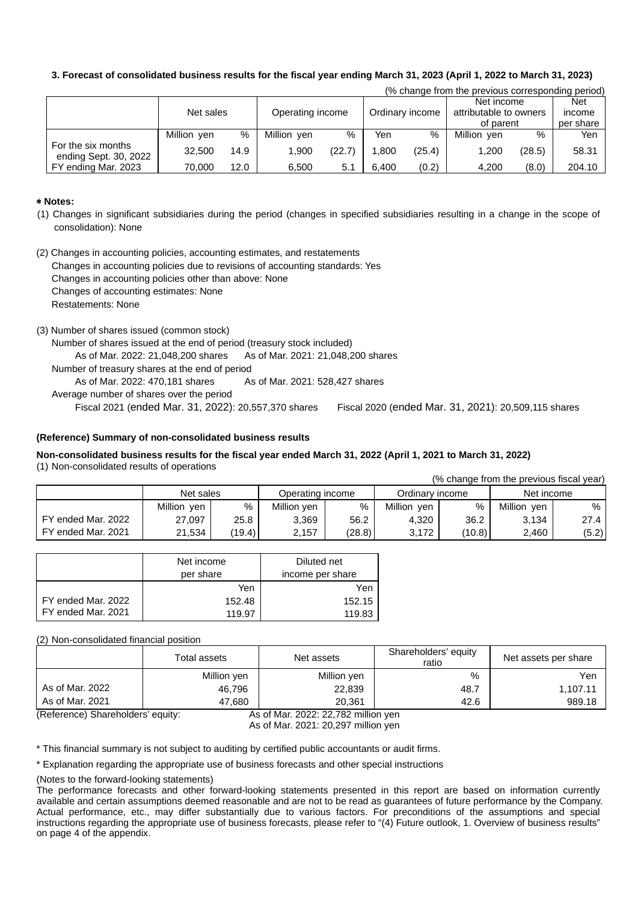**3. Forecast of consolidated business results for the fiscal year ending March 31, 2023 (April 1, 2022 to March 31, 2023)**

(% change from the previous corresponding period)

| | Net sales | | Operating income | | Ordinary income | | Net income attributable to owners of parent | | Net income per share |
|---|---|---|---|---|---|---|---|---|---|
| | Million yen | % | Million yen | % | Yen | % | Million yen | % | Yen |
| For the six months ending Sept. 30, 2022 | 32,500 | 14.9 | 1,900 | (22.7) | 1,800 | (25.4) | 1,200 | (28.5) | 58.31 |
| FY ending Mar. 2023 | 70,000 | 12.0 | 6,500 | 5.1 | 6,400 | (0.2) | 4,200 | (8.0) | 204.10 |

**∗ Notes:**

(1) Changes in significant subsidiaries during the period (changes in specified subsidiaries resulting in a change in the scope of consolidation): None

(2) Changes in accounting policies, accounting estimates, and restatements
Changes in accounting policies due to revisions of accounting standards: Yes
Changes in accounting policies other than above: None
Changes of accounting estimates: None
Restatements: None

(3) Number of shares issued (common stock)
Number of shares issued at the end of period (treasury stock included)
As of Mar. 2022: 21,048,200 shares  As of Mar. 2021: 21,048,200 shares
Number of treasury shares at the end of period
As of Mar. 2022: 470,181 shares  As of Mar. 2021: 528,427 shares
Average number of shares over the period
Fiscal 2021 (ended Mar. 31, 2022): 20,557,370 shares  Fiscal 2020 (ended Mar. 31, 2021): 20,509,115 shares

**(Reference) Summary of non-consolidated business results**

**Non-consolidated business results for the fiscal year ended March 31, 2022 (April 1, 2021 to March 31, 2022)**

(1) Non-consolidated results of operations

(% change from the previous fiscal year)

| | Net sales | | Operating income | | Ordinary income | | Net income | |
|---|---|---|---|---|---|---|---|---|
| | Million yen | % | Million yen | % | Million yen | % | Million yen | % |
| FY ended Mar. 2022 | 27,097 | 25.8 | 3,369 | 56.2 | 4,320 | 36.2 | 3,134 | 27.4 |
| FY ended Mar. 2021 | 21,534 | (19.4) | 2,157 | (28.8) | 3,172 | (10.8) | 2,460 | (5.2) |

| | Net income per share | Diluted net income per share |
|---|---|---|
| | Yen | Yen |
| FY ended Mar. 2022 | 152.48 | 152.15 |
| FY ended Mar. 2021 | 119.97 | 119.83 |

(2) Non-consolidated financial position

| | Total assets | Net assets | Shareholders' equity ratio | Net assets per share |
|---|---|---|---|---|
| | Million yen | Million yen | % | Yen |
| As of Mar. 2022 | 46,796 | 22,839 | 48.7 | 1,107.11 |
| As of Mar. 2021 | 47,680 | 20,361 | 42.6 | 989.18 |

(Reference) Shareholders' equity: As of Mar. 2022: 22,782 million yen
As of Mar. 2021: 20,297 million yen

\* This financial summary is not subject to auditing by certified public accountants or audit firms.

\* Explanation regarding the appropriate use of business forecasts and other special instructions

(Notes to the forward-looking statements)
The performance forecasts and other forward-looking statements presented in this report are based on information currently available and certain assumptions deemed reasonable and are not to be read as guarantees of future performance by the Company. Actual performance, etc., may differ substantially due to various factors. For preconditions of the assumptions and special instructions regarding the appropriate use of business forecasts, please refer to "(4) Future outlook, 1. Overview of business results" on page 4 of the appendix.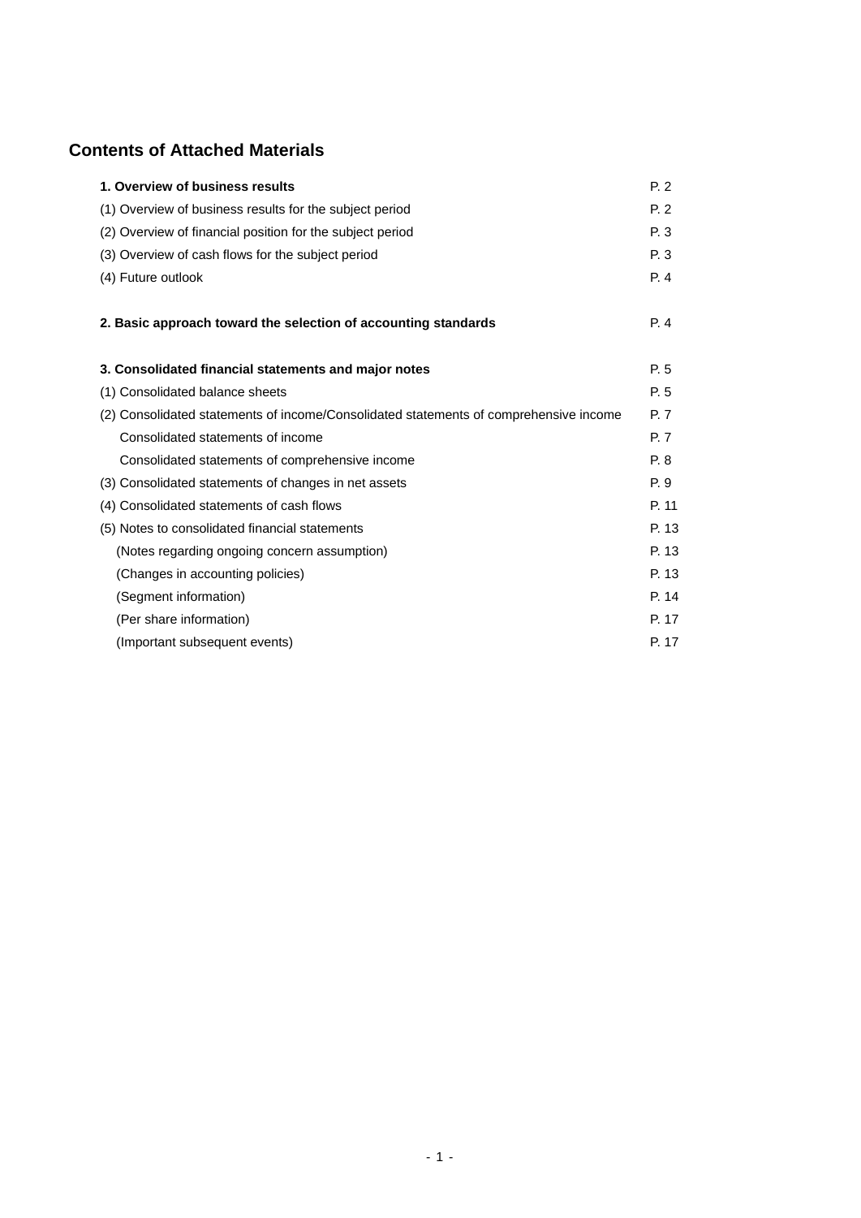## Contents of Attached Materials

| | |
|---|---|
| **1. Overview of business results** | P. 2 |
| (1) Overview of business results for the subject period | P. 2 |
| (2) Overview of financial position for the subject period | P. 3 |
| (3) Overview of cash flows for the subject period | P. 3 |
| (4) Future outlook | P. 4 |
| | |
| **2. Basic approach toward the selection of accounting standards** | P. 4 |
| | |
| **3. Consolidated financial statements and major notes** | P. 5 |
| (1) Consolidated balance sheets | P. 5 |
| (2) Consolidated statements of income/Consolidated statements of comprehensive income | P. 7 |
| Consolidated statements of income | P. 7 |
| Consolidated statements of comprehensive income | P. 8 |
| (3) Consolidated statements of changes in net assets | P. 9 |
| (4) Consolidated statements of cash flows | P. 11 |
| (5) Notes to consolidated financial statements | P. 13 |
| (Notes regarding ongoing concern assumption) | P. 13 |
| (Changes in accounting policies) | P. 13 |
| (Segment information) | P. 14 |
| (Per share information) | P. 17 |
| (Important subsequent events) | P. 17 |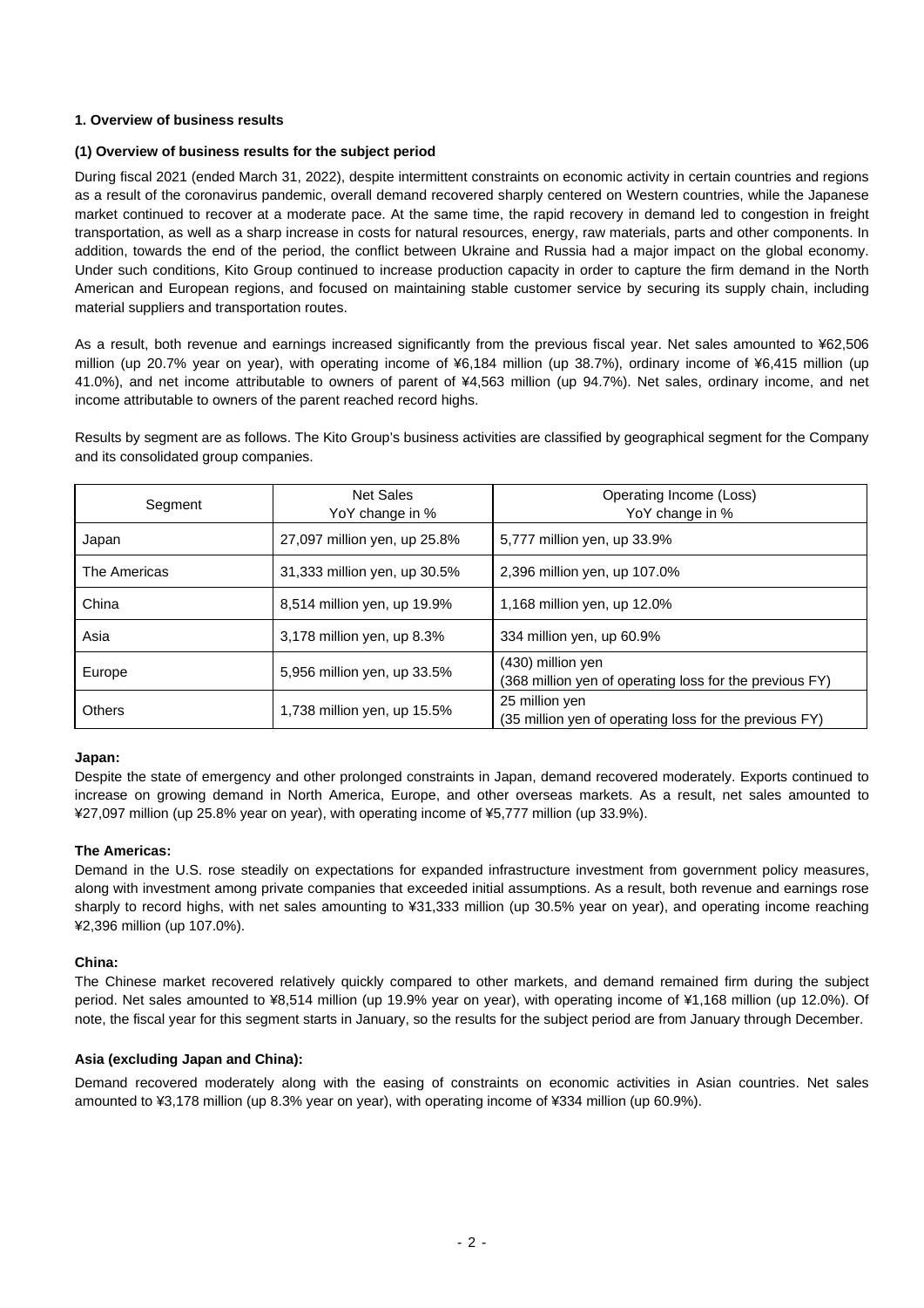## 1. Overview of business results

### (1) Overview of business results for the subject period

During fiscal 2021 (ended March 31, 2022), despite intermittent constraints on economic activity in certain countries and regions as a result of the coronavirus pandemic, overall demand recovered sharply centered on Western countries, while the Japanese market continued to recover at a moderate pace. At the same time, the rapid recovery in demand led to congestion in freight transportation, as well as a sharp increase in costs for natural resources, energy, raw materials, parts and other components. In addition, towards the end of the period, the conflict between Ukraine and Russia had a major impact on the global economy. Under such conditions, Kito Group continued to increase production capacity in order to capture the firm demand in the North American and European regions, and focused on maintaining stable customer service by securing its supply chain, including material suppliers and transportation routes.

As a result, both revenue and earnings increased significantly from the previous fiscal year. Net sales amounted to ¥62,506 million (up 20.7% year on year), with operating income of ¥6,184 million (up 38.7%), ordinary income of ¥6,415 million (up 41.0%), and net income attributable to owners of parent of ¥4,563 million (up 94.7%). Net sales, ordinary income, and net income attributable to owners of the parent reached record highs.

Results by segment are as follows. The Kito Group's business activities are classified by geographical segment for the Company and its consolidated group companies.

| Segment | Net Sales<br>YoY change in % | Operating Income (Loss)<br>YoY change in % |
|---|---|---|
| Japan | 27,097 million yen, up 25.8% | 5,777 million yen, up 33.9% |
| The Americas | 31,333 million yen, up 30.5% | 2,396 million yen, up 107.0% |
| China | 8,514 million yen, up 19.9% | 1,168 million yen, up 12.0% |
| Asia | 3,178 million yen, up 8.3% | 334 million yen, up 60.9% |
| Europe | 5,956 million yen, up 33.5% | (430) million yen<br>(368 million yen of operating loss for the previous FY) |
| Others | 1,738 million yen, up 15.5% | 25 million yen<br>(35 million yen of operating loss for the previous FY) |

**Japan:**

Despite the state of emergency and other prolonged constraints in Japan, demand recovered moderately. Exports continued to increase on growing demand in North America, Europe, and other overseas markets. As a result, net sales amounted to ¥27,097 million (up 25.8% year on year), with operating income of ¥5,777 million (up 33.9%).

**The Americas:**

Demand in the U.S. rose steadily on expectations for expanded infrastructure investment from government policy measures, along with investment among private companies that exceeded initial assumptions. As a result, both revenue and earnings rose sharply to record highs, with net sales amounting to ¥31,333 million (up 30.5% year on year), and operating income reaching ¥2,396 million (up 107.0%).

**China:**

The Chinese market recovered relatively quickly compared to other markets, and demand remained firm during the subject period. Net sales amounted to ¥8,514 million (up 19.9% year on year), with operating income of ¥1,168 million (up 12.0%). Of note, the fiscal year for this segment starts in January, so the results for the subject period are from January through December.

**Asia (excluding Japan and China):**

Demand recovered moderately along with the easing of constraints on economic activities in Asian countries. Net sales amounted to ¥3,178 million (up 8.3% year on year), with operating income of ¥334 million (up 60.9%).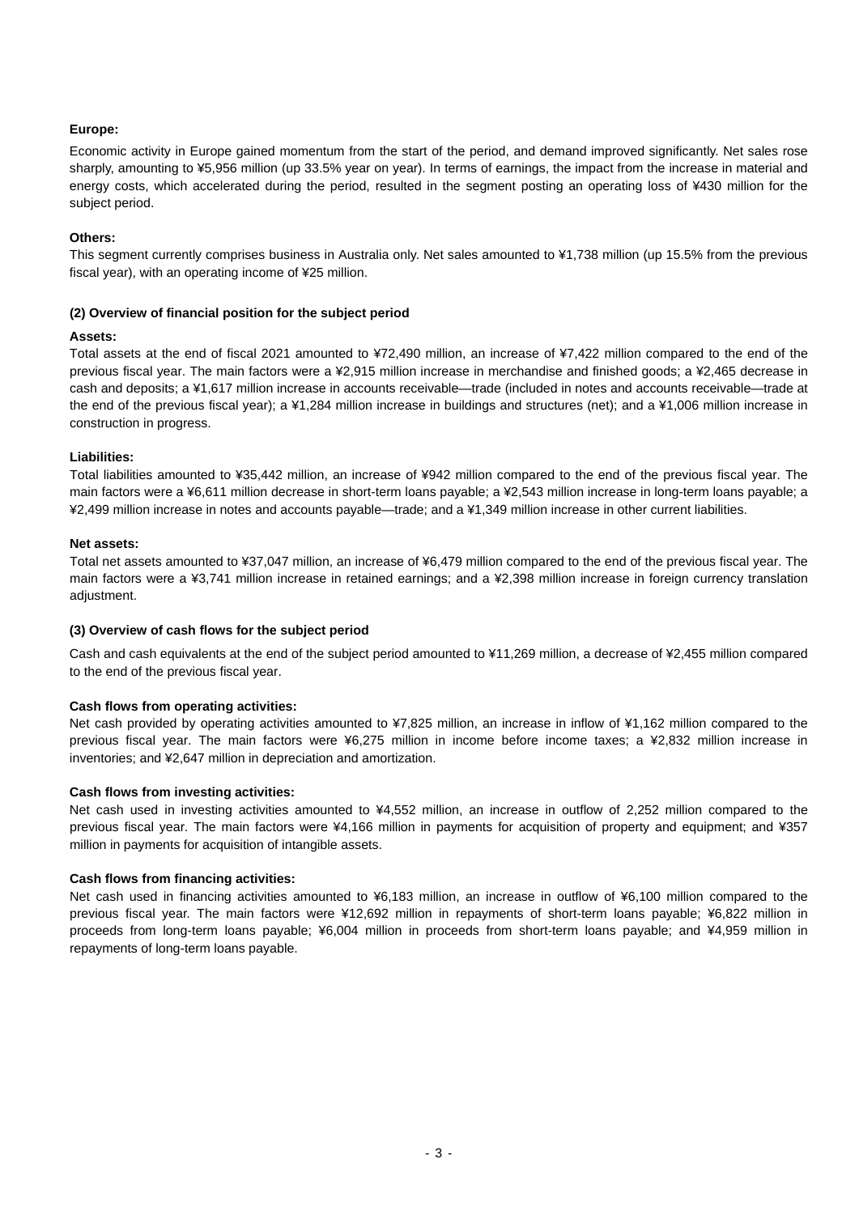**Europe:**

Economic activity in Europe gained momentum from the start of the period, and demand improved significantly. Net sales rose sharply, amounting to ¥5,956 million (up 33.5% year on year). In terms of earnings, the impact from the increase in material and energy costs, which accelerated during the period, resulted in the segment posting an operating loss of ¥430 million for the subject period.

**Others:**

This segment currently comprises business in Australia only. Net sales amounted to ¥1,738 million (up 15.5% from the previous fiscal year), with an operating income of ¥25 million.

**(2) Overview of financial position for the subject period**

**Assets:**

Total assets at the end of fiscal 2021 amounted to ¥72,490 million, an increase of ¥7,422 million compared to the end of the previous fiscal year. The main factors were a ¥2,915 million increase in merchandise and finished goods; a ¥2,465 decrease in cash and deposits; a ¥1,617 million increase in accounts receivable—trade (included in notes and accounts receivable—trade at the end of the previous fiscal year); a ¥1,284 million increase in buildings and structures (net); and a ¥1,006 million increase in construction in progress.

**Liabilities:**

Total liabilities amounted to ¥35,442 million, an increase of ¥942 million compared to the end of the previous fiscal year. The main factors were a ¥6,611 million decrease in short-term loans payable; a ¥2,543 million increase in long-term loans payable; a ¥2,499 million increase in notes and accounts payable—trade; and a ¥1,349 million increase in other current liabilities.

**Net assets:**

Total net assets amounted to ¥37,047 million, an increase of ¥6,479 million compared to the end of the previous fiscal year. The main factors were a ¥3,741 million increase in retained earnings; and a ¥2,398 million increase in foreign currency translation adjustment.

**(3) Overview of cash flows for the subject period**

Cash and cash equivalents at the end of the subject period amounted to ¥11,269 million, a decrease of ¥2,455 million compared to the end of the previous fiscal year.

**Cash flows from operating activities:**

Net cash provided by operating activities amounted to ¥7,825 million, an increase in inflow of ¥1,162 million compared to the previous fiscal year. The main factors were ¥6,275 million in income before income taxes; a ¥2,832 million increase in inventories; and ¥2,647 million in depreciation and amortization.

**Cash flows from investing activities:**

Net cash used in investing activities amounted to ¥4,552 million, an increase in outflow of 2,252 million compared to the previous fiscal year. The main factors were ¥4,166 million in payments for acquisition of property and equipment; and ¥357 million in payments for acquisition of intangible assets.

**Cash flows from financing activities:**

Net cash used in financing activities amounted to ¥6,183 million, an increase in outflow of ¥6,100 million compared to the previous fiscal year. The main factors were ¥12,692 million in repayments of short-term loans payable; ¥6,822 million in proceeds from long-term loans payable; ¥6,004 million in proceeds from short-term loans payable; and ¥4,959 million in repayments of long-term loans payable.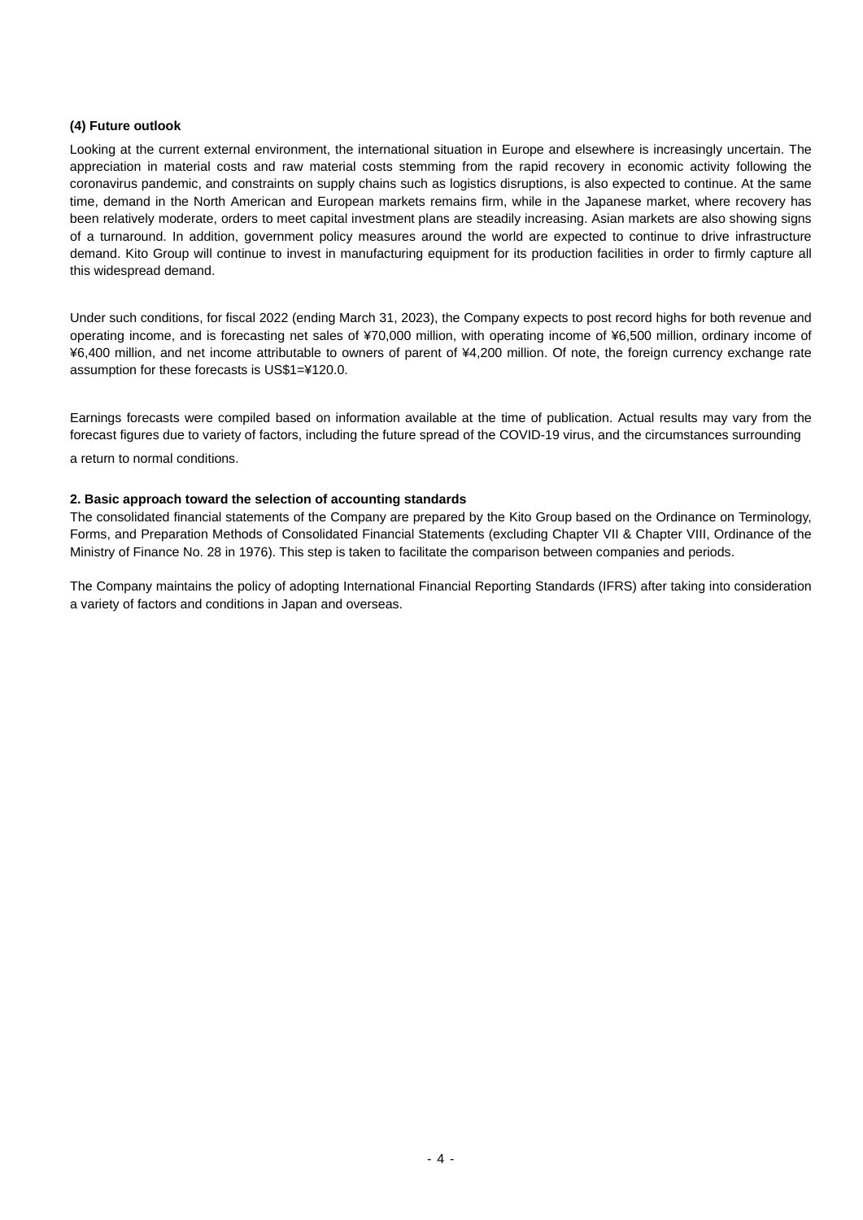### (4) Future outlook

Looking at the current external environment, the international situation in Europe and elsewhere is increasingly uncertain. The appreciation in material costs and raw material costs stemming from the rapid recovery in economic activity following the coronavirus pandemic, and constraints on supply chains such as logistics disruptions, is also expected to continue. At the same time, demand in the North American and European markets remains firm, while in the Japanese market, where recovery has been relatively moderate, orders to meet capital investment plans are steadily increasing. Asian markets are also showing signs of a turnaround. In addition, government policy measures around the world are expected to continue to drive infrastructure demand. Kito Group will continue to invest in manufacturing equipment for its production facilities in order to firmly capture all this widespread demand.

Under such conditions, for fiscal 2022 (ending March 31, 2023), the Company expects to post record highs for both revenue and operating income, and is forecasting net sales of ¥70,000 million, with operating income of ¥6,500 million, ordinary income of ¥6,400 million, and net income attributable to owners of parent of ¥4,200 million. Of note, the foreign currency exchange rate assumption for these forecasts is US$1=¥120.0.

Earnings forecasts were compiled based on information available at the time of publication. Actual results may vary from the forecast figures due to variety of factors, including the future spread of the COVID-19 virus, and the circumstances surrounding a return to normal conditions.

## 2. Basic approach toward the selection of accounting standards

The consolidated financial statements of the Company are prepared by the Kito Group based on the Ordinance on Terminology, Forms, and Preparation Methods of Consolidated Financial Statements (excluding Chapter VII & Chapter VIII, Ordinance of the Ministry of Finance No. 28 in 1976). This step is taken to facilitate the comparison between companies and periods.

The Company maintains the policy of adopting International Financial Reporting Standards (IFRS) after taking into consideration a variety of factors and conditions in Japan and overseas.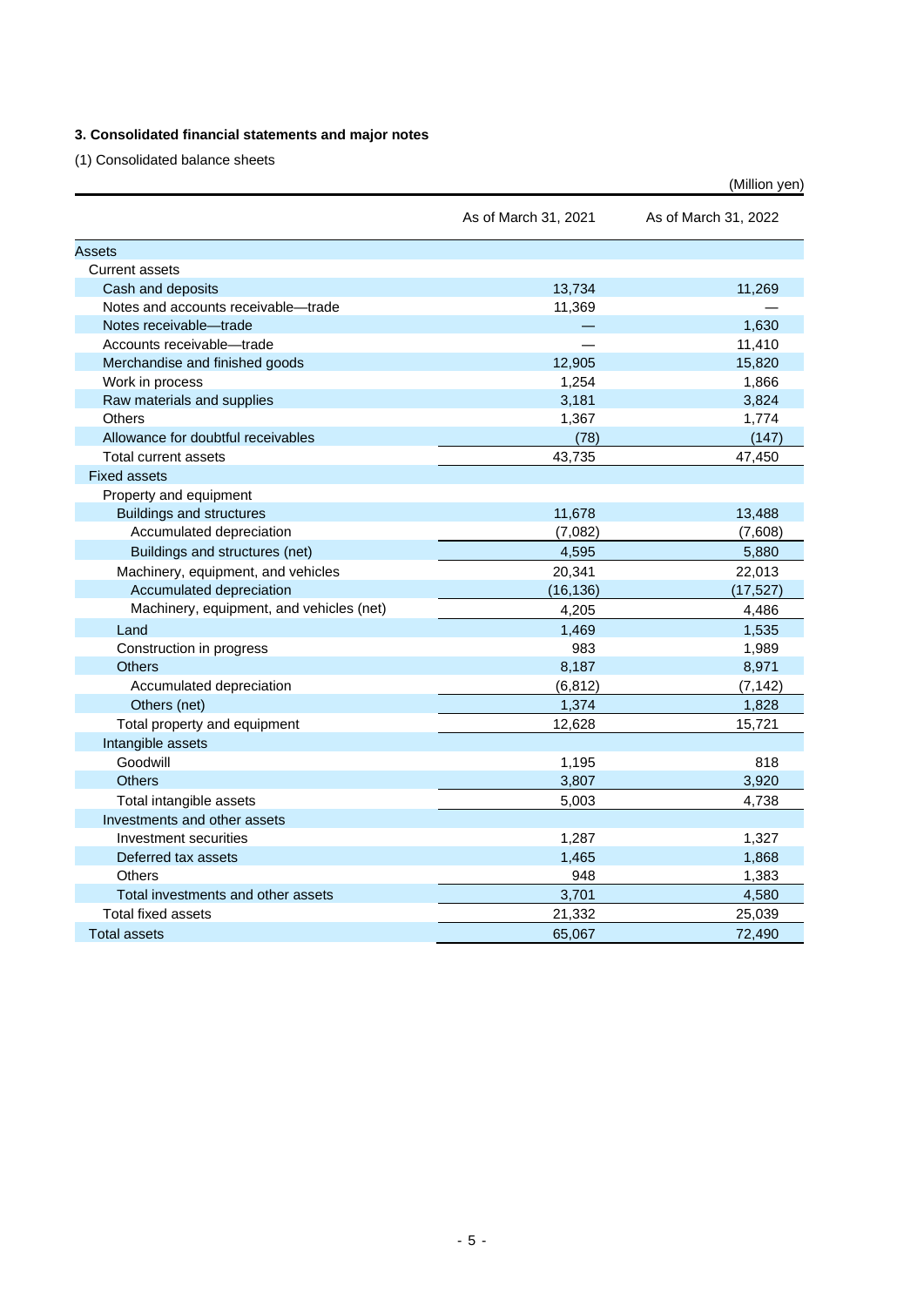### 3. Consolidated financial statements and major notes

(1) Consolidated balance sheets

(Million yen)

| | As of March 31, 2021 | As of March 31, 2022 |
|---|---|---|
| Assets | | |
| Current assets | | |
| Cash and deposits | 13,734 | 11,269 |
| Notes and accounts receivable—trade | 11,369 | — |
| Notes receivable—trade | — | 1,630 |
| Accounts receivable—trade | — | 11,410 |
| Merchandise and finished goods | 12,905 | 15,820 |
| Work in process | 1,254 | 1,866 |
| Raw materials and supplies | 3,181 | 3,824 |
| Others | 1,367 | 1,774 |
| Allowance for doubtful receivables | (78) | (147) |
| Total current assets | 43,735 | 47,450 |
| Fixed assets | | |
| Property and equipment | | |
| Buildings and structures | 11,678 | 13,488 |
| Accumulated depreciation | (7,082) | (7,608) |
| Buildings and structures (net) | 4,595 | 5,880 |
| Machinery, equipment, and vehicles | 20,341 | 22,013 |
| Accumulated depreciation | (16,136) | (17,527) |
| Machinery, equipment, and vehicles (net) | 4,205 | 4,486 |
| Land | 1,469 | 1,535 |
| Construction in progress | 983 | 1,989 |
| Others | 8,187 | 8,971 |
| Accumulated depreciation | (6,812) | (7,142) |
| Others (net) | 1,374 | 1,828 |
| Total property and equipment | 12,628 | 15,721 |
| Intangible assets | | |
| Goodwill | 1,195 | 818 |
| Others | 3,807 | 3,920 |
| Total intangible assets | 5,003 | 4,738 |
| Investments and other assets | | |
| Investment securities | 1,287 | 1,327 |
| Deferred tax assets | 1,465 | 1,868 |
| Others | 948 | 1,383 |
| Total investments and other assets | 3,701 | 4,580 |
| Total fixed assets | 21,332 | 25,039 |
| Total assets | 65,067 | 72,490 |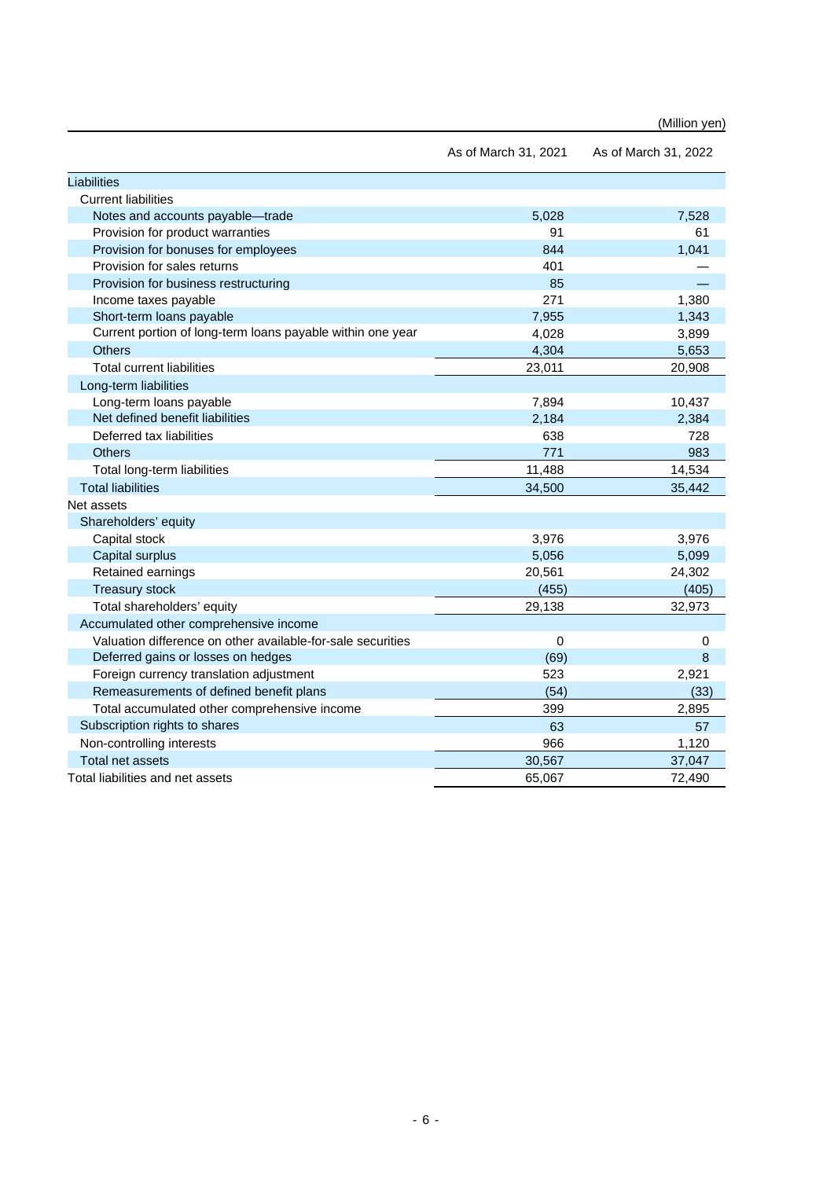(Million yen)

| | As of March 31, 2021 | As of March 31, 2022 |
|---|---|---|
| Liabilities | | |
| Current liabilities | | |
| Notes and accounts payable—trade | 5,028 | 7,528 |
| Provision for product warranties | 91 | 61 |
| Provision for bonuses for employees | 844 | 1,041 |
| Provision for sales returns | 401 | — |
| Provision for business restructuring | 85 | — |
| Income taxes payable | 271 | 1,380 |
| Short-term loans payable | 7,955 | 1,343 |
| Current portion of long-term loans payable within one year | 4,028 | 3,899 |
| Others | 4,304 | 5,653 |
| Total current liabilities | 23,011 | 20,908 |
| Long-term liabilities | | |
| Long-term loans payable | 7,894 | 10,437 |
| Net defined benefit liabilities | 2,184 | 2,384 |
| Deferred tax liabilities | 638 | 728 |
| Others | 771 | 983 |
| Total long-term liabilities | 11,488 | 14,534 |
| Total liabilities | 34,500 | 35,442 |
| Net assets | | |
| Shareholders' equity | | |
| Capital stock | 3,976 | 3,976 |
| Capital surplus | 5,056 | 5,099 |
| Retained earnings | 20,561 | 24,302 |
| Treasury stock | (455) | (405) |
| Total shareholders' equity | 29,138 | 32,973 |
| Accumulated other comprehensive income | | |
| Valuation difference on other available-for-sale securities | 0 | 0 |
| Deferred gains or losses on hedges | (69) | 8 |
| Foreign currency translation adjustment | 523 | 2,921 |
| Remeasurements of defined benefit plans | (54) | (33) |
| Total accumulated other comprehensive income | 399 | 2,895 |
| Subscription rights to shares | 63 | 57 |
| Non-controlling interests | 966 | 1,120 |
| Total net assets | 30,567 | 37,047 |
| Total liabilities and net assets | 65,067 | 72,490 |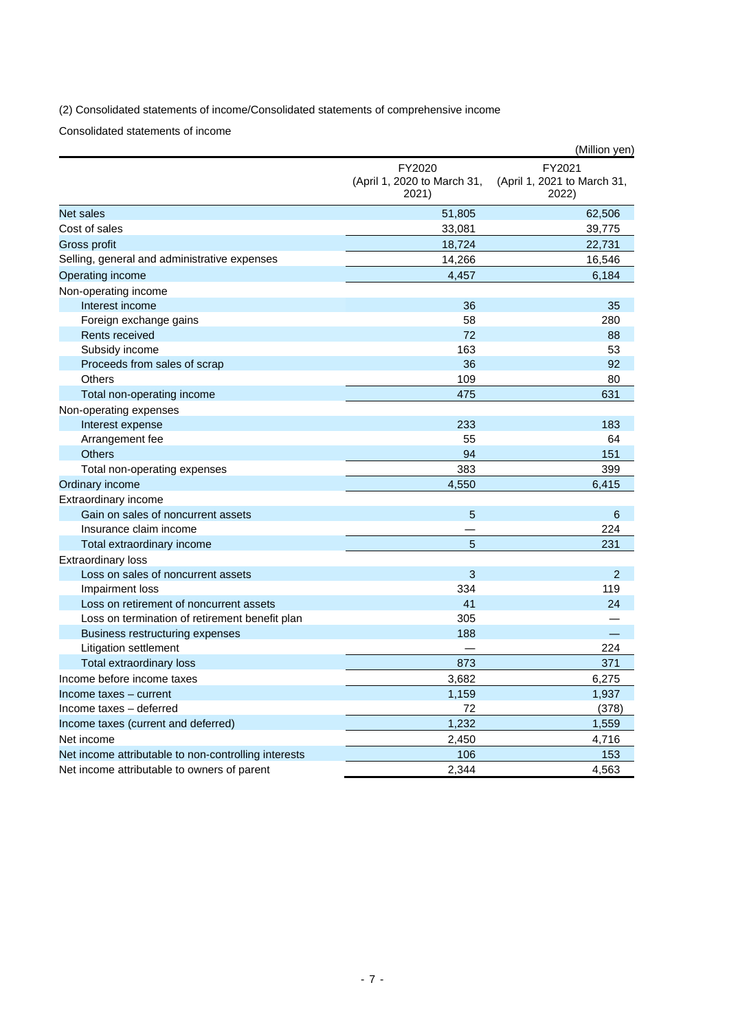(2) Consolidated statements of income/Consolidated statements of comprehensive income

Consolidated statements of income

(Million yen)

| | FY2020 (April 1, 2020 to March 31, 2021) | FY2021 (April 1, 2021 to March 31, 2022) |
|---|---|---|
| Net sales | 51,805 | 62,506 |
| Cost of sales | 33,081 | 39,775 |
| Gross profit | 18,724 | 22,731 |
| Selling, general and administrative expenses | 14,266 | 16,546 |
| Operating income | 4,457 | 6,184 |
| Non-operating income | | |
| Interest income | 36 | 35 |
| Foreign exchange gains | 58 | 280 |
| Rents received | 72 | 88 |
| Subsidy income | 163 | 53 |
| Proceeds from sales of scrap | 36 | 92 |
| Others | 109 | 80 |
| Total non-operating income | 475 | 631 |
| Non-operating expenses | | |
| Interest expense | 233 | 183 |
| Arrangement fee | 55 | 64 |
| Others | 94 | 151 |
| Total non-operating expenses | 383 | 399 |
| Ordinary income | 4,550 | 6,415 |
| Extraordinary income | | |
| Gain on sales of noncurrent assets | 5 | 6 |
| Insurance claim income | — | 224 |
| Total extraordinary income | 5 | 231 |
| Extraordinary loss | | |
| Loss on sales of noncurrent assets | 3 | 2 |
| Impairment loss | 334 | 119 |
| Loss on retirement of noncurrent assets | 41 | 24 |
| Loss on termination of retirement benefit plan | 305 | — |
| Business restructuring expenses | 188 | — |
| Litigation settlement | — | 224 |
| Total extraordinary loss | 873 | 371 |
| Income before income taxes | 3,682 | 6,275 |
| Income taxes – current | 1,159 | 1,937 |
| Income taxes – deferred | 72 | (378) |
| Income taxes (current and deferred) | 1,232 | 1,559 |
| Net income | 2,450 | 4,716 |
| Net income attributable to non-controlling interests | 106 | 153 |
| Net income attributable to owners of parent | 2,344 | 4,563 |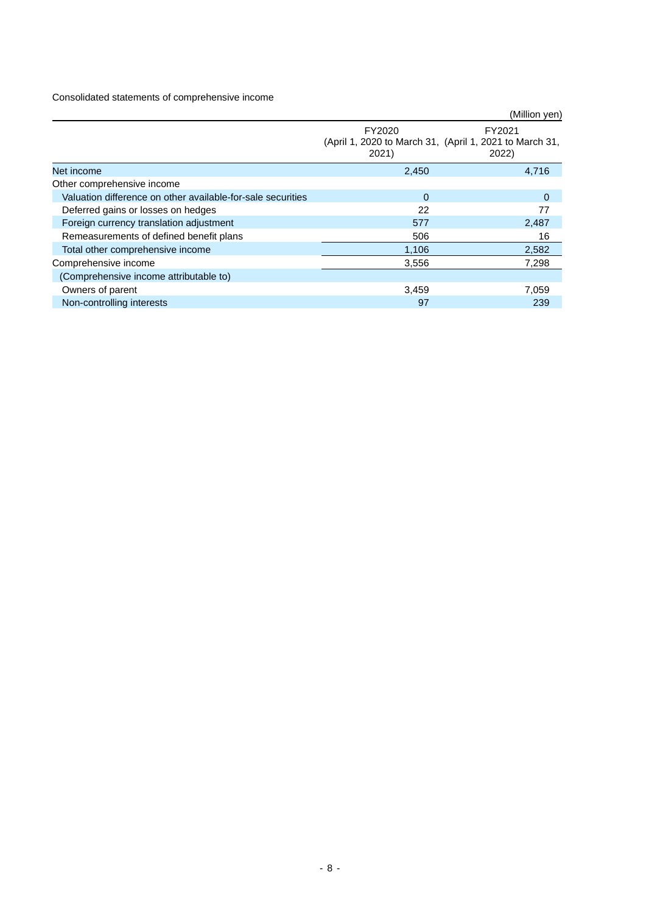Consolidated statements of comprehensive income

(Million yen)

| | FY2020 (April 1, 2020 to March 31, 2021) | FY2021 (April 1, 2021 to March 31, 2022) |
|---|---|---|
| Net income | 2,450 | 4,716 |
| Other comprehensive income | | |
| Valuation difference on other available-for-sale securities | 0 | 0 |
| Deferred gains or losses on hedges | 22 | 77 |
| Foreign currency translation adjustment | 577 | 2,487 |
| Remeasurements of defined benefit plans | 506 | 16 |
| Total other comprehensive income | 1,106 | 2,582 |
| Comprehensive income | 3,556 | 7,298 |
| (Comprehensive income attributable to) | | |
| Owners of parent | 3,459 | 7,059 |
| Non-controlling interests | 97 | 239 |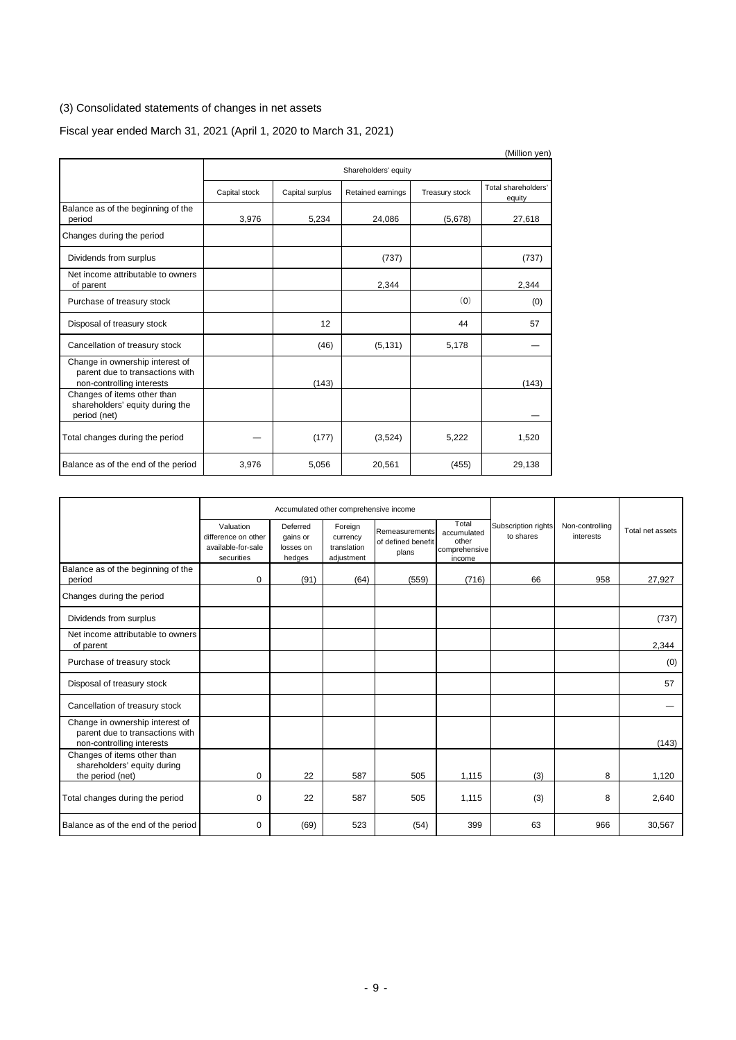(3) Consolidated statements of changes in net assets

Fiscal year ended March 31, 2021 (April 1, 2020 to March 31, 2021)

(Million yen)

| | Shareholders' equity | | | | |
|---|---|---|---|---|---|
| | Capital stock | Capital surplus | Retained earnings | Treasury stock | Total shareholders' equity |
| Balance as of the beginning of the period | 3,976 | 5,234 | 24,086 | (5,678) | 27,618 |
| Changes during the period | | | | | |
| Dividends from surplus | | | (737) | | (737) |
| Net income attributable to owners of parent | | | 2,344 | | 2,344 |
| Purchase of treasury stock | | | | (0) | (0) |
| Disposal of treasury stock | | 12 | | 44 | 57 |
| Cancellation of treasury stock | | (46) | (5,131) | 5,178 | — |
| Change in ownership interest of parent due to transactions with non-controlling interests | | (143) | | | (143) |
| Changes of items other than shareholders' equity during the period (net) | | | | | — |
| Total changes during the period | — | (177) | (3,524) | 5,222 | 1,520 |
| Balance as of the end of the period | 3,976 | 5,056 | 20,561 | (455) | 29,138 |

| | Accumulated other comprehensive income | | | | | Subscription rights to shares | Non-controlling interests | Total net assets |
|---|---|---|---|---|---|---|---|---|
| | Valuation difference on other available-for-sale securities | Deferred gains or losses on hedges | Foreign currency translation adjustment | Remeasurements of defined benefit plans | Total accumulated other comprehensive income | | | |
| Balance as of the beginning of the period | 0 | (91) | (64) | (559) | (716) | 66 | 958 | 27,927 |
| Changes during the period | | | | | | | | |
| Dividends from surplus | | | | | | | | (737) |
| Net income attributable to owners of parent | | | | | | | | 2,344 |
| Purchase of treasury stock | | | | | | | | (0) |
| Disposal of treasury stock | | | | | | | | 57 |
| Cancellation of treasury stock | | | | | | | | — |
| Change in ownership interest of parent due to transactions with non-controlling interests | | | | | | | | (143) |
| Changes of items other than shareholders' equity during the period (net) | 0 | 22 | 587 | 505 | 1,115 | (3) | 8 | 1,120 |
| Total changes during the period | 0 | 22 | 587 | 505 | 1,115 | (3) | 8 | 2,640 |
| Balance as of the end of the period | 0 | (69) | 523 | (54) | 399 | 63 | 966 | 30,567 |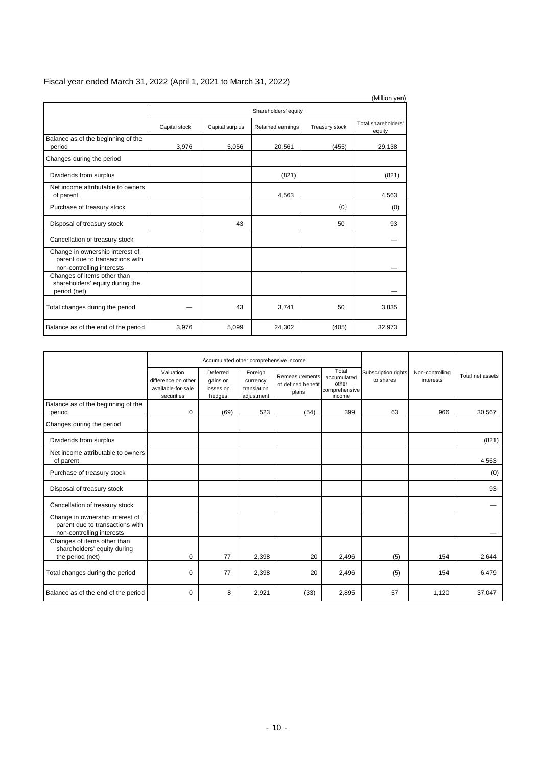Fiscal year ended March 31, 2022 (April 1, 2021 to March 31, 2022)

(Million yen)

| | Shareholders' equity | | | | |
|---|---|---|---|---|---|
| | Capital stock | Capital surplus | Retained earnings | Treasury stock | Total shareholders' equity |
| Balance as of the beginning of the period | 3,976 | 5,056 | 20,561 | (455) | 29,138 |
| Changes during the period | | | | | |
| Dividends from surplus | | | (821) | | (821) |
| Net income attributable to owners of parent | | | 4,563 | | 4,563 |
| Purchase of treasury stock | | | | (0) | (0) |
| Disposal of treasury stock | | 43 | | 50 | 93 |
| Cancellation of treasury stock | | | | | — |
| Change in ownership interest of parent due to transactions with non-controlling interests | | | | | — |
| Changes of items other than shareholders' equity during the period (net) | | | | | — |
| Total changes during the period | — | 43 | 3,741 | 50 | 3,835 |
| Balance as of the end of the period | 3,976 | 5,099 | 24,302 | (405) | 32,973 |

| | Accumulated other comprehensive income | | | | | Subscription rights to shares | Non-controlling interests | Total net assets |
|---|---|---|---|---|---|---|---|---|
| | Valuation difference on other available-for-sale securities | Deferred gains or losses on hedges | Foreign currency translation adjustment | Remeasurements of defined benefit plans | Total accumulated other comprehensive income | | | |
| Balance as of the beginning of the period | 0 | (69) | 523 | (54) | 399 | 63 | 966 | 30,567 |
| Changes during the period | | | | | | | | |
| Dividends from surplus | | | | | | | | (821) |
| Net income attributable to owners of parent | | | | | | | | 4,563 |
| Purchase of treasury stock | | | | | | | | (0) |
| Disposal of treasury stock | | | | | | | | 93 |
| Cancellation of treasury stock | | | | | | | | — |
| Change in ownership interest of parent due to transactions with non-controlling interests | | | | | | | | — |
| Changes of items other than shareholders' equity during the period (net) | 0 | 77 | 2,398 | 20 | 2,496 | (5) | 154 | 2,644 |
| Total changes during the period | 0 | 77 | 2,398 | 20 | 2,496 | (5) | 154 | 6,479 |
| Balance as of the end of the period | 0 | 8 | 2,921 | (33) | 2,895 | 57 | 1,120 | 37,047 |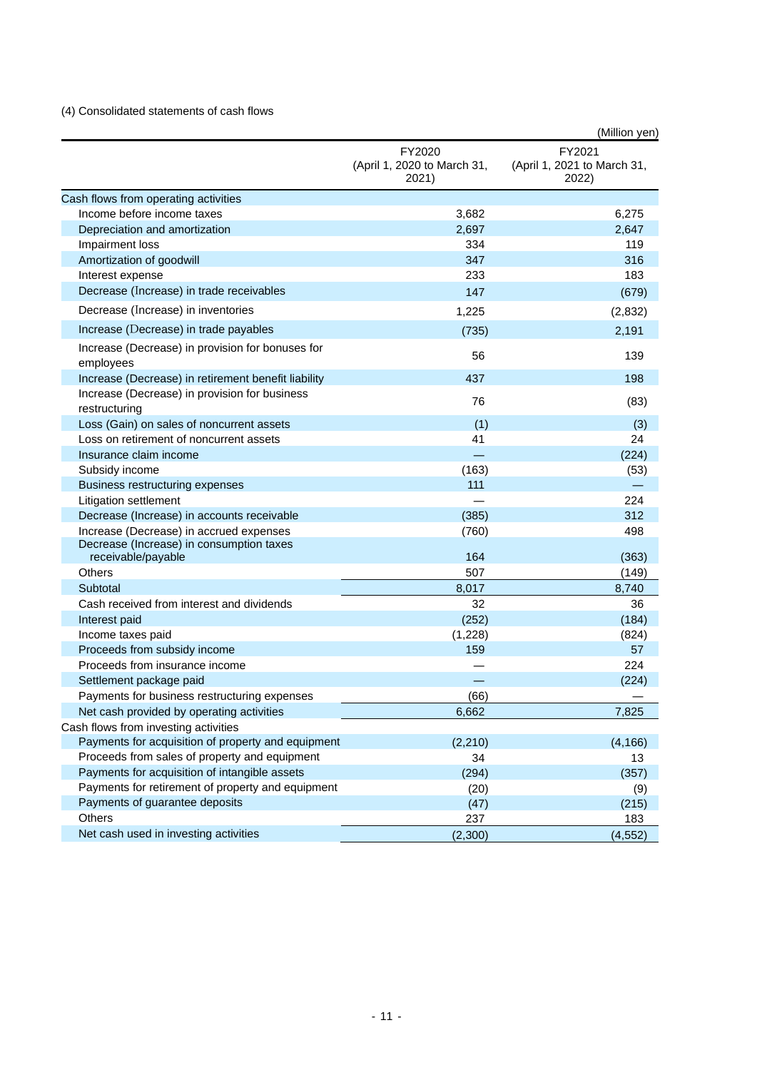(4) Consolidated statements of cash flows

(Million yen)

| | FY2020 (April 1, 2020 to March 31, 2021) | FY2021 (April 1, 2021 to March 31, 2022) |
|---|---|---|
| Cash flows from operating activities | | |
| Income before income taxes | 3,682 | 6,275 |
| Depreciation and amortization | 2,697 | 2,647 |
| Impairment loss | 334 | 119 |
| Amortization of goodwill | 347 | 316 |
| Interest expense | 233 | 183 |
| Decrease (Increase) in trade receivables | 147 | (679) |
| Decrease (Increase) in inventories | 1,225 | (2,832) |
| Increase (Decrease) in trade payables | (735) | 2,191 |
| Increase (Decrease) in provision for bonuses for employees | 56 | 139 |
| Increase (Decrease) in retirement benefit liability | 437 | 198 |
| Increase (Decrease) in provision for business restructuring | 76 | (83) |
| Loss (Gain) on sales of noncurrent assets | (1) | (3) |
| Loss on retirement of noncurrent assets | 41 | 24 |
| Insurance claim income | — | (224) |
| Subsidy income | (163) | (53) |
| Business restructuring expenses | 111 | — |
| Litigation settlement | — | 224 |
| Decrease (Increase) in accounts receivable | (385) | 312 |
| Increase (Decrease) in accrued expenses | (760) | 498 |
| Decrease (Increase) in consumption taxes receivable/payable | 164 | (363) |
| Others | 507 | (149) |
| Subtotal | 8,017 | 8,740 |
| Cash received from interest and dividends | 32 | 36 |
| Interest paid | (252) | (184) |
| Income taxes paid | (1,228) | (824) |
| Proceeds from subsidy income | 159 | 57 |
| Proceeds from insurance income | — | 224 |
| Settlement package paid | — | (224) |
| Payments for business restructuring expenses | (66) | — |
| Net cash provided by operating activities | 6,662 | 7,825 |
| Cash flows from investing activities | | |
| Payments for acquisition of property and equipment | (2,210) | (4,166) |
| Proceeds from sales of property and equipment | 34 | 13 |
| Payments for acquisition of intangible assets | (294) | (357) |
| Payments for retirement of property and equipment | (20) | (9) |
| Payments of guarantee deposits | (47) | (215) |
| Others | 237 | 183 |
| Net cash used in investing activities | (2,300) | (4,552) |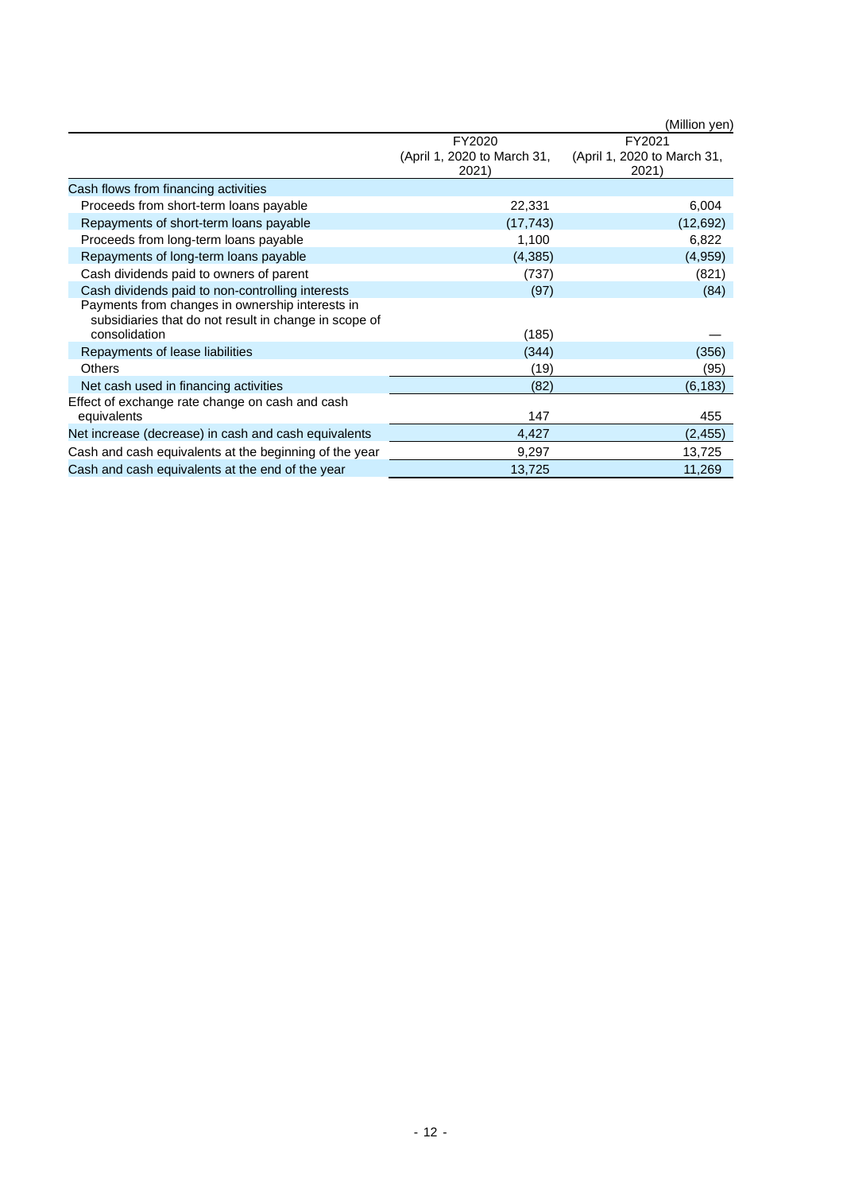(Million yen)

| | FY2020 (April 1, 2020 to March 31, 2021) | FY2021 (April 1, 2020 to March 31, 2021) |
|---|---|---|
| Cash flows from financing activities | | |
| Proceeds from short-term loans payable | 22,331 | 6,004 |
| Repayments of short-term loans payable | (17,743) | (12,692) |
| Proceeds from long-term loans payable | 1,100 | 6,822 |
| Repayments of long-term loans payable | (4,385) | (4,959) |
| Cash dividends paid to owners of parent | (737) | (821) |
| Cash dividends paid to non-controlling interests | (97) | (84) |
| Payments from changes in ownership interests in subsidiaries that do not result in change in scope of consolidation | (185) | ― |
| Repayments of lease liabilities | (344) | (356) |
| Others | (19) | (95) |
| Net cash used in financing activities | (82) | (6,183) |
| Effect of exchange rate change on cash and cash equivalents | 147 | 455 |
| Net increase (decrease) in cash and cash equivalents | 4,427 | (2,455) |
| Cash and cash equivalents at the beginning of the year | 9,297 | 13,725 |
| Cash and cash equivalents at the end of the year | 13,725 | 11,269 |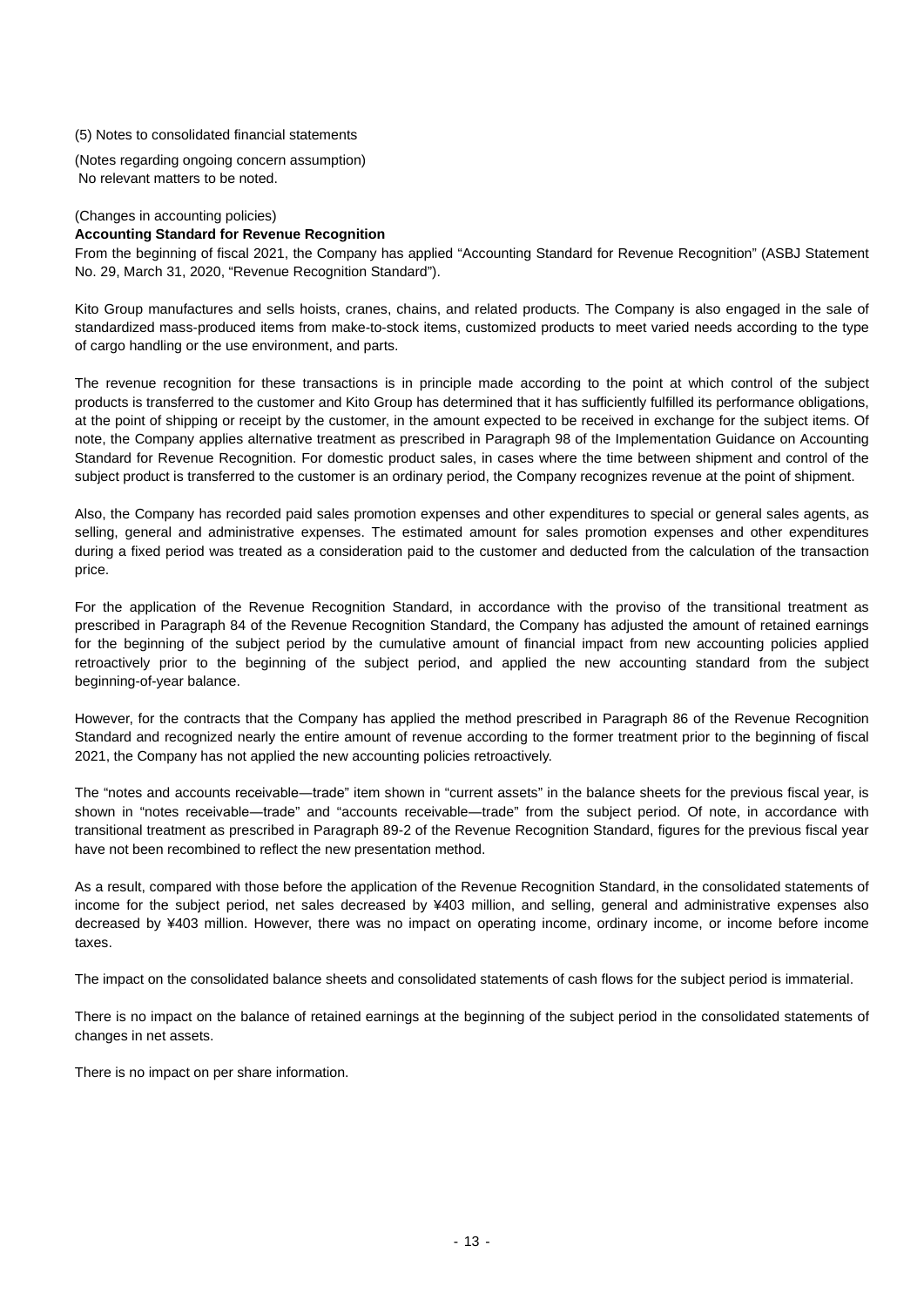(5) Notes to consolidated financial statements

(Notes regarding ongoing concern assumption)
No relevant matters to be noted.

(Changes in accounting policies)

**Accounting Standard for Revenue Recognition**

From the beginning of fiscal 2021, the Company has applied “Accounting Standard for Revenue Recognition” (ASBJ Statement No. 29, March 31, 2020, “Revenue Recognition Standard”).

Kito Group manufactures and sells hoists, cranes, chains, and related products. The Company is also engaged in the sale of standardized mass-produced items from make-to-stock items, customized products to meet varied needs according to the type of cargo handling or the use environment, and parts.

The revenue recognition for these transactions is in principle made according to the point at which control of the subject products is transferred to the customer and Kito Group has determined that it has sufficiently fulfilled its performance obligations, at the point of shipping or receipt by the customer, in the amount expected to be received in exchange for the subject items. Of note, the Company applies alternative treatment as prescribed in Paragraph 98 of the Implementation Guidance on Accounting Standard for Revenue Recognition. For domestic product sales, in cases where the time between shipment and control of the subject product is transferred to the customer is an ordinary period, the Company recognizes revenue at the point of shipment.

Also, the Company has recorded paid sales promotion expenses and other expenditures to special or general sales agents, as selling, general and administrative expenses. The estimated amount for sales promotion expenses and other expenditures during a fixed period was treated as a consideration paid to the customer and deducted from the calculation of the transaction price.

For the application of the Revenue Recognition Standard, in accordance with the proviso of the transitional treatment as prescribed in Paragraph 84 of the Revenue Recognition Standard, the Company has adjusted the amount of retained earnings for the beginning of the subject period by the cumulative amount of financial impact from new accounting policies applied retroactively prior to the beginning of the subject period, and applied the new accounting standard from the subject beginning-of-year balance.

However, for the contracts that the Company has applied the method prescribed in Paragraph 86 of the Revenue Recognition Standard and recognized nearly the entire amount of revenue according to the former treatment prior to the beginning of fiscal 2021, the Company has not applied the new accounting policies retroactively.

The “notes and accounts receivable—trade” item shown in “current assets” in the balance sheets for the previous fiscal year, is shown in “notes receivable—trade” and “accounts receivable—trade” from the subject period. Of note, in accordance with transitional treatment as prescribed in Paragraph 89-2 of the Revenue Recognition Standard, figures for the previous fiscal year have not been recombined to reflect the new presentation method.

As a result, compared with those before the application of the Revenue Recognition Standard, in the consolidated statements of income for the subject period, net sales decreased by ¥403 million, and selling, general and administrative expenses also decreased by ¥403 million. However, there was no impact on operating income, ordinary income, or income before income taxes.

The impact on the consolidated balance sheets and consolidated statements of cash flows for the subject period is immaterial.

There is no impact on the balance of retained earnings at the beginning of the subject period in the consolidated statements of changes in net assets.

There is no impact on per share information.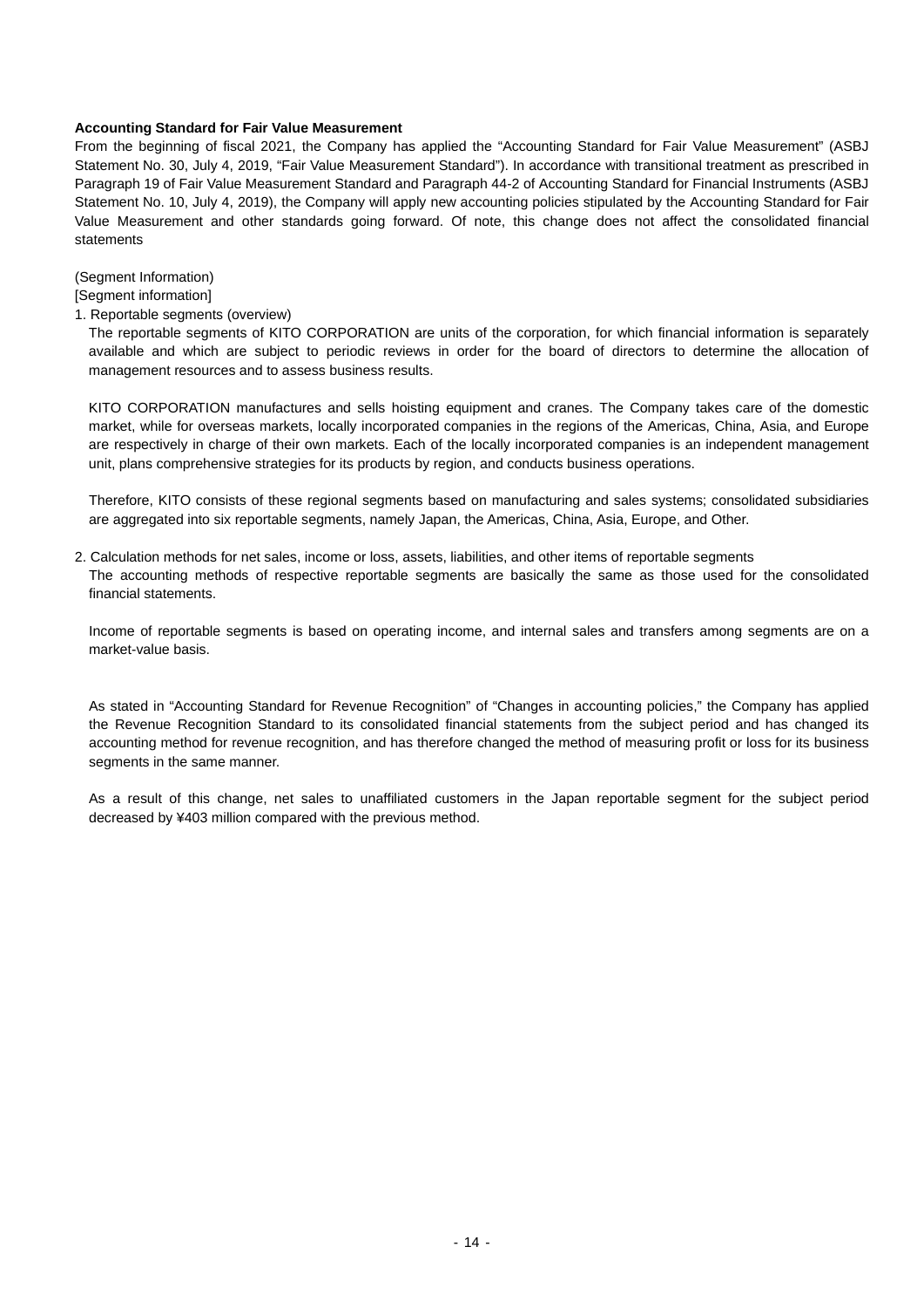**Accounting Standard for Fair Value Measurement**

From the beginning of fiscal 2021, the Company has applied the "Accounting Standard for Fair Value Measurement" (ASBJ Statement No. 30, July 4, 2019, "Fair Value Measurement Standard"). In accordance with transitional treatment as prescribed in Paragraph 19 of Fair Value Measurement Standard and Paragraph 44-2 of Accounting Standard for Financial Instruments (ASBJ Statement No. 10, July 4, 2019), the Company will apply new accounting policies stipulated by the Accounting Standard for Fair Value Measurement and other standards going forward. Of note, this change does not affect the consolidated financial statements

(Segment Information)

[Segment information]

1. Reportable segments (overview)

   The reportable segments of KITO CORPORATION are units of the corporation, for which financial information is separately available and which are subject to periodic reviews in order for the board of directors to determine the allocation of management resources and to assess business results.

   KITO CORPORATION manufactures and sells hoisting equipment and cranes. The Company takes care of the domestic market, while for overseas markets, locally incorporated companies in the regions of the Americas, China, Asia, and Europe are respectively in charge of their own markets. Each of the locally incorporated companies is an independent management unit, plans comprehensive strategies for its products by region, and conducts business operations.

   Therefore, KITO consists of these regional segments based on manufacturing and sales systems; consolidated subsidiaries are aggregated into six reportable segments, namely Japan, the Americas, China, Asia, Europe, and Other.

2. Calculation methods for net sales, income or loss, assets, liabilities, and other items of reportable segments

   The accounting methods of respective reportable segments are basically the same as those used for the consolidated financial statements.

   Income of reportable segments is based on operating income, and internal sales and transfers among segments are on a market-value basis.

   As stated in "Accounting Standard for Revenue Recognition" of "Changes in accounting policies," the Company has applied the Revenue Recognition Standard to its consolidated financial statements from the subject period and has changed its accounting method for revenue recognition, and has therefore changed the method of measuring profit or loss for its business segments in the same manner.

   As a result of this change, net sales to unaffiliated customers in the Japan reportable segment for the subject period decreased by ¥403 million compared with the previous method.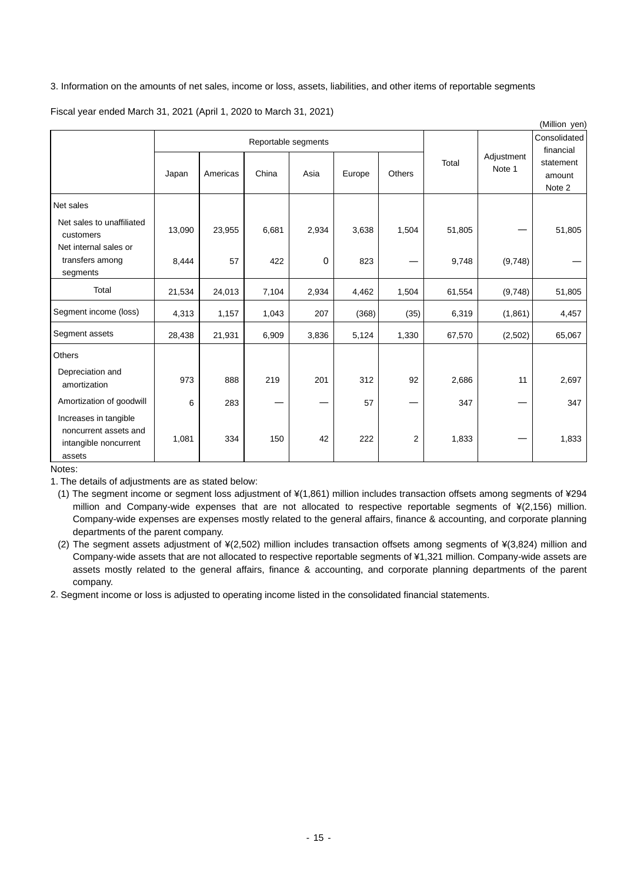3. Information on the amounts of net sales, income or loss, assets, liabilities, and other items of reportable segments

Fiscal year ended March 31, 2021 (April 1, 2020 to March 31, 2021)

(Million yen)

| | Reportable segments | | | | | | Total | Adjustment Note 1 | Consolidated financial statement amount Note 2 |
|---|---|---|---|---|---|---|---|---|---|
| | Japan | Americas | China | Asia | Europe | Others | | | |
| Net sales | | | | | | | | | |
| Net sales to unaffiliated customers | 13,090 | 23,955 | 6,681 | 2,934 | 3,638 | 1,504 | 51,805 | — | 51,805 |
| Net internal sales or transfers among segments | 8,444 | 57 | 422 | 0 | 823 | — | 9,748 | (9,748) | — |
| Total | 21,534 | 24,013 | 7,104 | 2,934 | 4,462 | 1,504 | 61,554 | (9,748) | 51,805 |
| Segment income (loss) | 4,313 | 1,157 | 1,043 | 207 | (368) | (35) | 6,319 | (1,861) | 4,457 |
| Segment assets | 28,438 | 21,931 | 6,909 | 3,836 | 5,124 | 1,330 | 67,570 | (2,502) | 65,067 |
| Others | | | | | | | | | |
| Depreciation and amortization | 973 | 888 | 219 | 201 | 312 | 92 | 2,686 | 11 | 2,697 |
| Amortization of goodwill | 6 | 283 | — | — | 57 | — | 347 | — | 347 |
| Increases in tangible noncurrent assets and intangible noncurrent assets | 1,081 | 334 | 150 | 42 | 222 | 2 | 1,833 | — | 1,833 |

Notes:

1. The details of adjustments are as stated below:
   (1) The segment income or segment loss adjustment of ¥(1,861) million includes transaction offsets among segments of ¥294 million and Company-wide expenses that are not allocated to respective reportable segments of ¥(2,156) million. Company-wide expenses are expenses mostly related to the general affairs, finance & accounting, and corporate planning departments of the parent company.
   (2) The segment assets adjustment of ¥(2,502) million includes transaction offsets among segments of ¥(3,824) million and Company-wide assets that are not allocated to respective reportable segments of ¥1,321 million. Company-wide assets are assets mostly related to the general affairs, finance & accounting, and corporate planning departments of the parent company.
2. Segment income or loss is adjusted to operating income listed in the consolidated financial statements.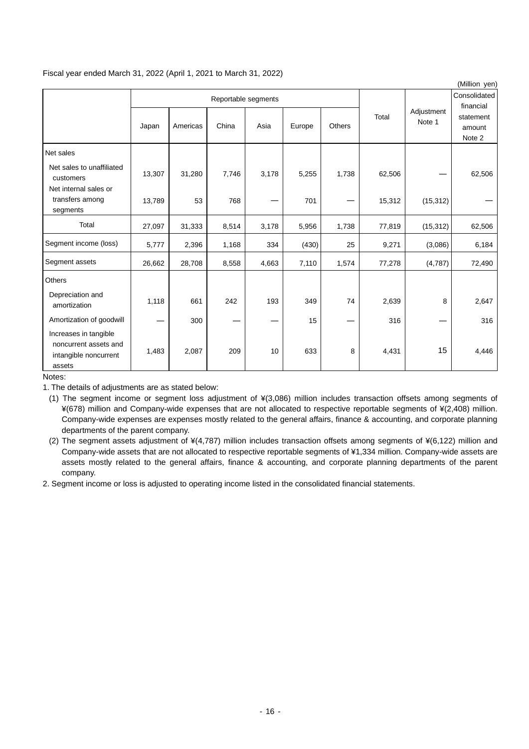Fiscal year ended March 31, 2022 (April 1, 2021 to March 31, 2022)

(Million yen)

| | Reportable segments | | | | | | Total | Adjustment Note 1 | Consolidated financial statement amount Note 2 |
|---|---|---|---|---|---|---|---|---|---|
| | Japan | Americas | China | Asia | Europe | Others | | | |
| Net sales | | | | | | | | | |
| Net sales to unaffiliated customers | 13,307 | 31,280 | 7,746 | 3,178 | 5,255 | 1,738 | 62,506 | — | 62,506 |
| Net internal sales or transfers among segments | 13,789 | 53 | 768 | — | 701 | — | 15,312 | (15,312) | — |
| Total | 27,097 | 31,333 | 8,514 | 3,178 | 5,956 | 1,738 | 77,819 | (15,312) | 62,506 |
| Segment income (loss) | 5,777 | 2,396 | 1,168 | 334 | (430) | 25 | 9,271 | (3,086) | 6,184 |
| Segment assets | 26,662 | 28,708 | 8,558 | 4,663 | 7,110 | 1,574 | 77,278 | (4,787) | 72,490 |
| Others | | | | | | | | | |
| Depreciation and amortization | 1,118 | 661 | 242 | 193 | 349 | 74 | 2,639 | 8 | 2,647 |
| Amortization of goodwill | — | 300 | — | — | 15 | — | 316 | — | 316 |
| Increases in tangible noncurrent assets and intangible noncurrent assets | 1,483 | 2,087 | 209 | 10 | 633 | 8 | 4,431 | 15 | 4,446 |

Notes:

1. The details of adjustments are as stated below:
   (1) The segment income or segment loss adjustment of ¥(3,086) million includes transaction offsets among segments of ¥(678) million and Company-wide expenses that are not allocated to respective reportable segments of ¥(2,408) million. Company-wide expenses are expenses mostly related to the general affairs, finance & accounting, and corporate planning departments of the parent company.
   (2) The segment assets adjustment of ¥(4,787) million includes transaction offsets among segments of ¥(6,122) million and Company-wide assets that are not allocated to respective reportable segments of ¥1,334 million. Company-wide assets are assets mostly related to the general affairs, finance & accounting, and corporate planning departments of the parent company.
2. Segment income or loss is adjusted to operating income listed in the consolidated financial statements.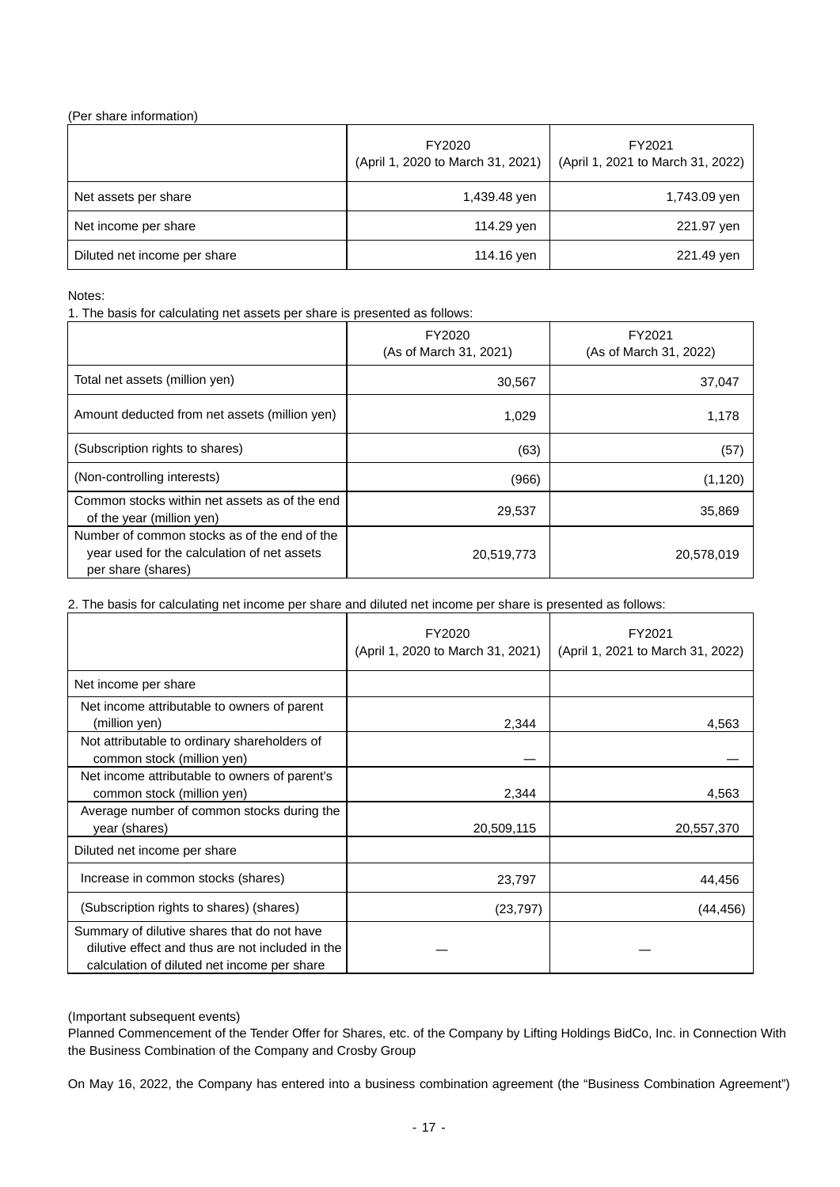(Per share information)

| | FY2020<br>(April 1, 2020 to March 31, 2021) | FY2021<br>(April 1, 2021 to March 31, 2022) |
|---|---|---|
| Net assets per share | 1,439.48 yen | 1,743.09 yen |
| Net income per share | 114.29 yen | 221.97 yen |
| Diluted net income per share | 114.16 yen | 221.49 yen |

Notes:

1. The basis for calculating net assets per share is presented as follows:

| | FY2020<br>(As of March 31, 2021) | FY2021<br>(As of March 31, 2022) |
|---|---|---|
| Total net assets (million yen) | 30,567 | 37,047 |
| Amount deducted from net assets (million yen) | 1,029 | 1,178 |
| (Subscription rights to shares) | (63) | (57) |
| (Non-controlling interests) | (966) | (1,120) |
| Common stocks within net assets as of the end of the year (million yen) | 29,537 | 35,869 |
| Number of common stocks as of the end of the year used for the calculation of net assets per share (shares) | 20,519,773 | 20,578,019 |

2. The basis for calculating net income per share and diluted net income per share is presented as follows:

| | FY2020<br>(April 1, 2020 to March 31, 2021) | FY2021<br>(April 1, 2021 to March 31, 2022) |
|---|---|---|
| Net income per share | | |
| Net income attributable to owners of parent (million yen) | 2,344 | 4,563 |
| Not attributable to ordinary shareholders of common stock (million yen) | ― | ― |
| Net income attributable to owners of parent's common stock (million yen) | 2,344 | 4,563 |
| Average number of common stocks during the year (shares) | 20,509,115 | 20,557,370 |
| Diluted net income per share | | |
| Increase in common stocks (shares) | 23,797 | 44,456 |
| (Subscription rights to shares) (shares) | (23,797) | (44,456) |
| Summary of dilutive shares that do not have dilutive effect and thus are not included in the calculation of diluted net income per share | ― | ― |

(Important subsequent events)

Planned Commencement of the Tender Offer for Shares, etc. of the Company by Lifting Holdings BidCo, Inc. in Connection With the Business Combination of the Company and Crosby Group

On May 16, 2022, the Company has entered into a business combination agreement (the "Business Combination Agreement")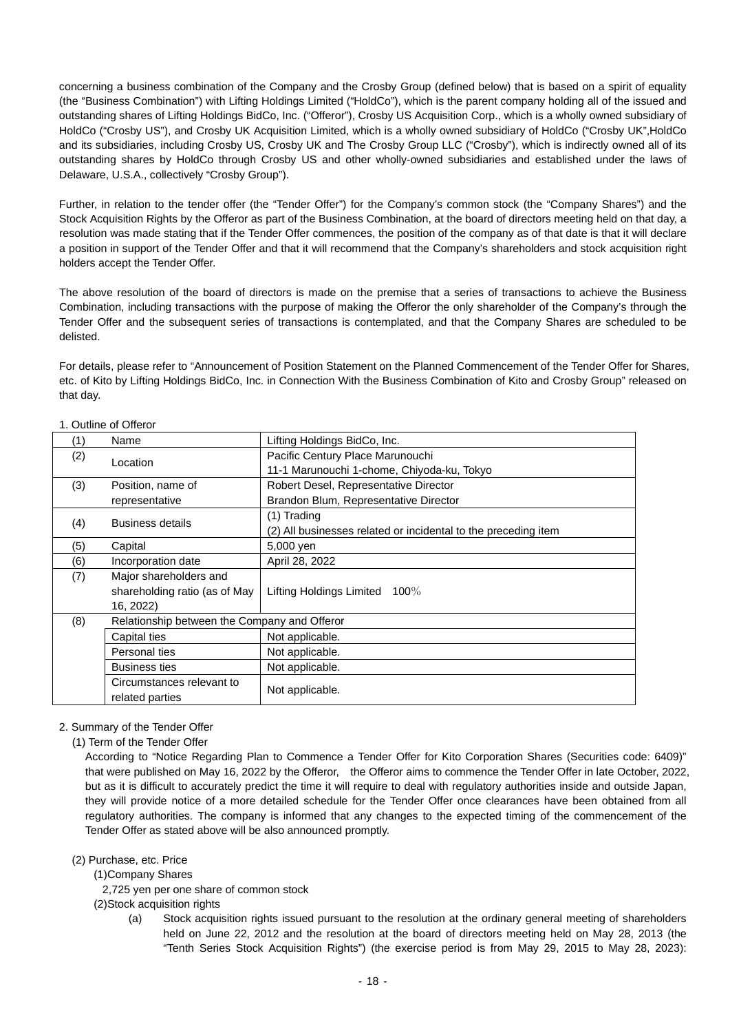concerning a business combination of the Company and the Crosby Group (defined below) that is based on a spirit of equality (the "Business Combination") with Lifting Holdings Limited ("HoldCo"), which is the parent company holding all of the issued and outstanding shares of Lifting Holdings BidCo, Inc. ("Offeror"), Crosby US Acquisition Corp., which is a wholly owned subsidiary of HoldCo ("Crosby US"), and Crosby UK Acquisition Limited, which is a wholly owned subsidiary of HoldCo ("Crosby UK",HoldCo and its subsidiaries, including Crosby US, Crosby UK and The Crosby Group LLC ("Crosby"), which is indirectly owned all of its outstanding shares by HoldCo through Crosby US and other wholly-owned subsidiaries and established under the laws of Delaware, U.S.A., collectively "Crosby Group").

Further, in relation to the tender offer (the "Tender Offer") for the Company's common stock (the "Company Shares") and the Stock Acquisition Rights by the Offeror as part of the Business Combination, at the board of directors meeting held on that day, a resolution was made stating that if the Tender Offer commences, the position of the company as of that date is that it will declare a position in support of the Tender Offer and that it will recommend that the Company's shareholders and stock acquisition right holders accept the Tender Offer.

The above resolution of the board of directors is made on the premise that a series of transactions to achieve the Business Combination, including transactions with the purpose of making the Offeror the only shareholder of the Company's through the Tender Offer and the subsequent series of transactions is contemplated, and that the Company Shares are scheduled to be delisted.

For details, please refer to "Announcement of Position Statement on the Planned Commencement of the Tender Offer for Shares, etc. of Kito by Lifting Holdings BidCo, Inc. in Connection With the Business Combination of Kito and Crosby Group" released on that day.

1. Outline of Offeror

| | | |
|---|---|---|
| (1) | Name | Lifting Holdings BidCo, Inc. |
| (2) | Location | Pacific Century Place Marunouchi<br>11-1 Marunouchi 1-chome, Chiyoda-ku, Tokyo |
| (3) | Position, name of representative | Robert Desel, Representative Director<br>Brandon Blum, Representative Director |
| (4) | Business details | (1) Trading<br>(2) All businesses related or incidental to the preceding item |
| (5) | Capital | 5,000 yen |
| (6) | Incorporation date | April 28, 2022 |
| (7) | Major shareholders and shareholding ratio (as of May 16, 2022) | Lifting Holdings Limited　100％ |
| (8) | Relationship between the Company and Offeror | |
| | Capital ties | Not applicable. |
| | Personal ties | Not applicable. |
| | Business ties | Not applicable. |
| | Circumstances relevant to related parties | Not applicable. |

2. Summary of the Tender Offer

(1) Term of the Tender Offer

According to "Notice Regarding Plan to Commence a Tender Offer for Kito Corporation Shares (Securities code: 6409)" that were published on May 16, 2022 by the Offeror,　the Offeror aims to commence the Tender Offer in late October, 2022, but as it is difficult to accurately predict the time it will require to deal with regulatory authorities inside and outside Japan, they will provide notice of a more detailed schedule for the Tender Offer once clearances have been obtained from all regulatory authorities. The company is informed that any changes to the expected timing of the commencement of the Tender Offer as stated above will be also announced promptly.

(2) Purchase, etc. Price

(1)Company Shares

2,725 yen per one share of common stock

(2)Stock acquisition rights

(a) Stock acquisition rights issued pursuant to the resolution at the ordinary general meeting of shareholders held on June 22, 2012 and the resolution at the board of directors meeting held on May 28, 2013 (the "Tenth Series Stock Acquisition Rights") (the exercise period is from May 29, 2015 to May 28, 2023):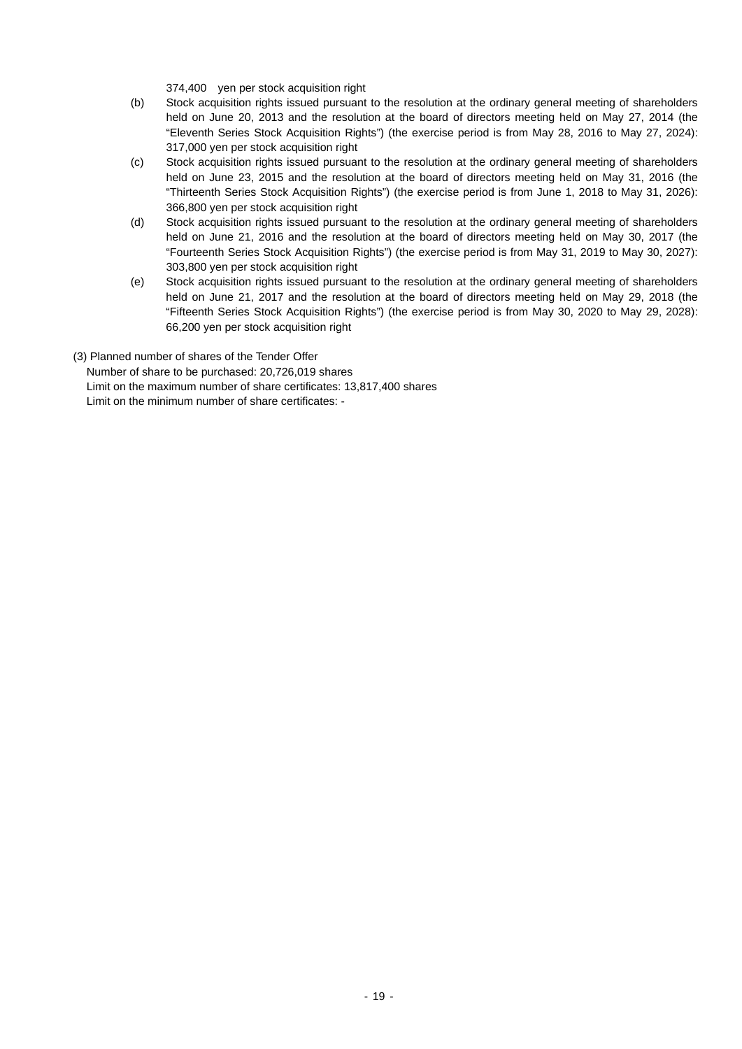374,400 yen per stock acquisition right

(b) Stock acquisition rights issued pursuant to the resolution at the ordinary general meeting of shareholders held on June 20, 2013 and the resolution at the board of directors meeting held on May 27, 2014 (the "Eleventh Series Stock Acquisition Rights") (the exercise period is from May 28, 2016 to May 27, 2024): 317,000 yen per stock acquisition right

(c) Stock acquisition rights issued pursuant to the resolution at the ordinary general meeting of shareholders held on June 23, 2015 and the resolution at the board of directors meeting held on May 31, 2016 (the "Thirteenth Series Stock Acquisition Rights") (the exercise period is from June 1, 2018 to May 31, 2026): 366,800 yen per stock acquisition right

(d) Stock acquisition rights issued pursuant to the resolution at the ordinary general meeting of shareholders held on June 21, 2016 and the resolution at the board of directors meeting held on May 30, 2017 (the "Fourteenth Series Stock Acquisition Rights") (the exercise period is from May 31, 2019 to May 30, 2027): 303,800 yen per stock acquisition right

(e) Stock acquisition rights issued pursuant to the resolution at the ordinary general meeting of shareholders held on June 21, 2017 and the resolution at the board of directors meeting held on May 29, 2018 (the "Fifteenth Series Stock Acquisition Rights") (the exercise period is from May 30, 2020 to May 29, 2028): 66,200 yen per stock acquisition right

(3) Planned number of shares of the Tender Offer

Number of share to be purchased: 20,726,019 shares

Limit on the maximum number of share certificates: 13,817,400 shares

Limit on the minimum number of share certificates: -